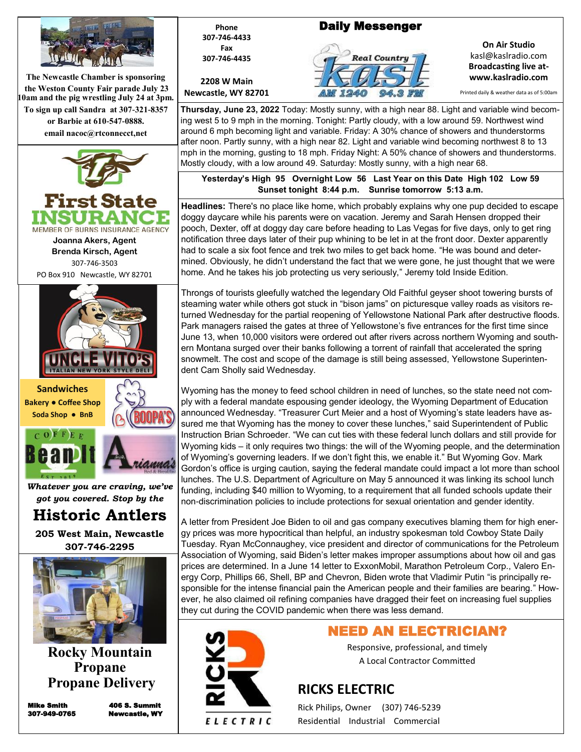# Daily Messenger

Phone
307-746-4433
Fax
307-746-4435

2208 W Main
Newcastle, WY 82701

**On Air Studio**
kasl@kaslradio.com
**Broadcasting live at-**
**www.kaslradio.com**

Printed daily & weather data as of 5:00am

**Thursday, June 23, 2022** Today: Mostly sunny, with a high near 88. Light and variable wind becoming west 5 to 9 mph in the morning. Tonight: Partly cloudy, with a low around 59. Northwest wind around 6 mph becoming light and variable. Friday: A 30% chance of showers and thunderstorms after noon. Partly sunny, with a high near 82. Light and variable wind becoming northwest 8 to 13 mph in the morning, gusting to 18 mph. Friday Night: A 50% chance of showers and thunderstorms. Mostly cloudy, with a low around 49. Saturday: Mostly sunny, with a high near 68.

**Yesterday's High 95 Overnight Low 56 Last Year on this Date High 102 Low 59**
**Sunset tonight 8:44 p.m. Sunrise tomorrow 5:13 a.m.**

**Headlines:** There's no place like home, which probably explains why one pup decided to escape doggy daycare while his parents were on vacation. Jeremy and Sarah Hensen dropped their pooch, Dexter, off at doggy day care before heading to Las Vegas for five days, only to get ring notification three days later of their pup whining to be let in at the front door. Dexter apparently had to scale a six foot fence and trek two miles to get back home. "He was bound and determined. Obviously, he didn't understand the fact that we were gone, he just thought that we were home. And he takes his job protecting us very seriously," Jeremy told Inside Edition.

Throngs of tourists gleefully watched the legendary Old Faithful geyser shoot towering bursts of steaming water while others got stuck in "bison jams" on picturesque valley roads as visitors returned Wednesday for the partial reopening of Yellowstone National Park after destructive floods. Park managers raised the gates at three of Yellowstone's five entrances for the first time since June 13, when 10,000 visitors were ordered out after rivers across northern Wyoming and southern Montana surged over their banks following a torrent of rainfall that accelerated the spring snowmelt. The cost and scope of the damage is still being assessed, Yellowstone Superintendent Cam Sholly said Wednesday.

Wyoming has the money to feed school children in need of lunches, so the state need not comply with a federal mandate espousing gender ideology, the Wyoming Department of Education announced Wednesday. "Treasurer Curt Meier and a host of Wyoming's state leaders have assured me that Wyoming has the money to cover these lunches," said Superintendent of Public Instruction Brian Schroeder. "We can cut ties with these federal lunch dollars and still provide for Wyoming kids – it only requires two things: the will of the Wyoming people, and the determination of Wyoming's governing leaders. If we don't fight this, we enable it." But Wyoming Gov. Mark Gordon's office is urging caution, saying the federal mandate could impact a lot more than school lunches. The U.S. Department of Agriculture on May 5 announced it was linking its school lunch funding, including $40 million to Wyoming, to a requirement that all funded schools update their non-discrimination policies to include protections for sexual orientation and gender identity.

A letter from President Joe Biden to oil and gas company executives blaming them for high energy prices was more hypocritical than helpful, an industry spokesman told Cowboy State Daily Tuesday. Ryan McConnaughey, vice president and director of communications for the Petroleum Association of Wyoming, said Biden's letter makes improper assumptions about how oil and gas prices are determined. In a June 14 letter to ExxonMobil, Marathon Petroleum Corp., Valero Energy Corp, Phillips 66, Shell, BP and Chevron, Biden wrote that Vladimir Putin "is principally responsible for the intense financial pain the American people and their families are bearing." However, he also claimed oil refining companies have dragged their feet on increasing fuel supplies they cut during the COVID pandemic when there was less demand.

---

**The Newcastle Chamber is sponsoring the Weston County Fair parade July 23 10am and the pig wrestling July 24 at 3pm. To sign up call Sandra at 307-321-8357 or Barbie at 610-547-0888. email nacoc@rtconnecct,net**

---

**First State INSURANCE**
MEMBER OF BURNS INSURANCE AGENCY
**Joanna Akers, Agent**
**Brenda Kirsch, Agent**
307-746-3503
PO Box 910 Newcastle, WY 82701

---

**UNCLE VITO'S** ITALIAN NEW YORK STYLE DELI

**Sandwiches**
**Bakery • Coffee Shop**
**Soda Shop • BnB**

BOOPA'S

Coffee Bean It

Arianna's Bed & Breakfast

*Whatever you are craving, we've got you covered. Stop by the*

## Historic Antlers

**205 West Main, Newcastle**
**307-746-2295**

---

## Rocky Mountain Propane
## Propane Delivery

**Mike Smith** 307-949-0765
**406 S. Summit** Newcastle, WY

---

## NEED AN ELECTRICIAN?

Responsive, professional, and timely
A Local Contractor Committed

## RICKS ELECTRIC

Rick Philips, Owner (307) 746-5239
Residential Industrial Commercial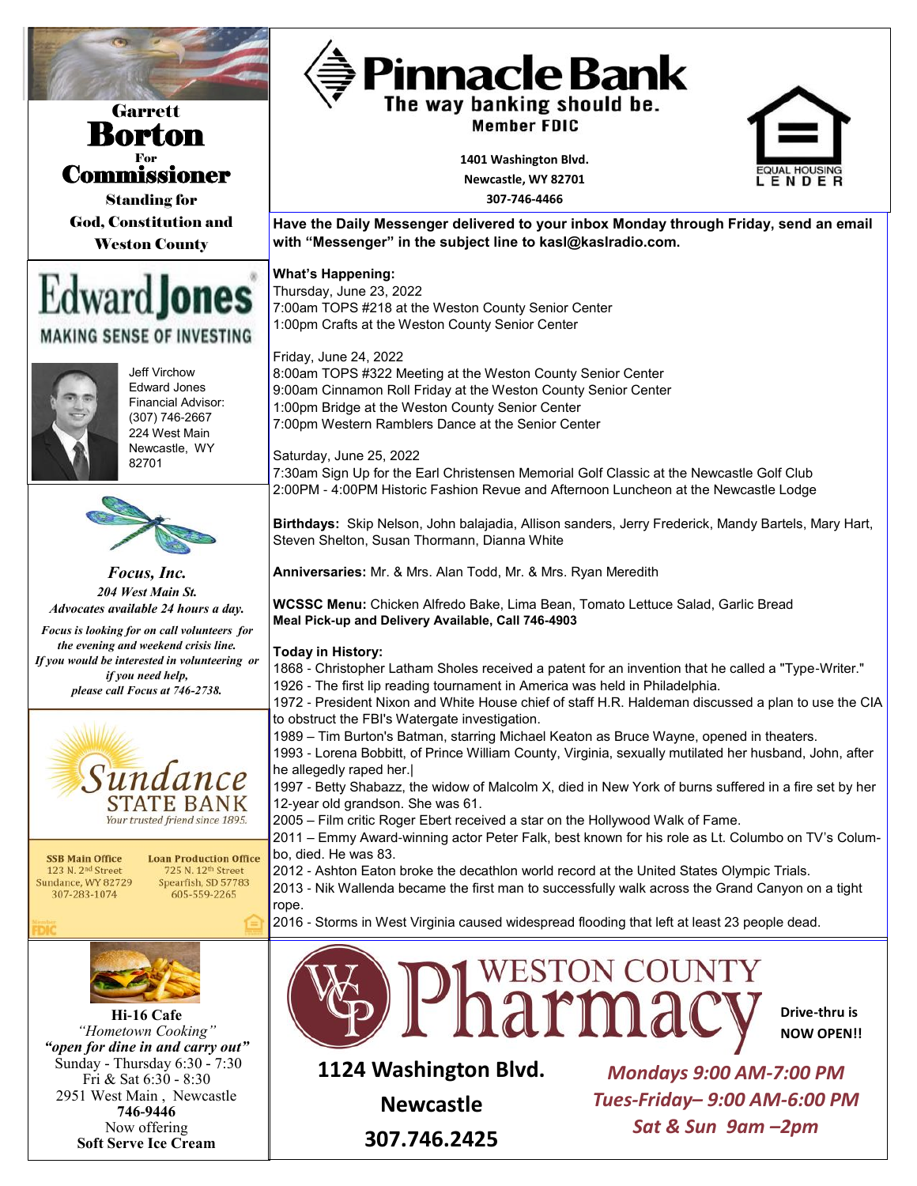Garrett

# Borton

For

## Commissioner

Standing for
God, Constitution and
Weston County

**Edward Jones**

MAKING SENSE OF INVESTING

Jeff Virchow
Edward Jones
Financial Advisor:
(307) 746-2667
224 West Main
Newcastle, WY
82701

***Focus, Inc.***

*204 West Main St.*

*Advocates available 24 hours a day.*

*Focus is looking for on call volunteers for the evening and weekend crisis line. If you would be interested in volunteering or if you need help, please call Focus at 746-2738.*

**Sundance STATE BANK**

*Your trusted friend since 1895.*

**SSB Main Office**
123 N. 2nd Street
Sundance, WY 82729
307-283-1074

**Loan Production Office**
725 N. 12th Street
Spearfish, SD 57783
605-559-2265

**Hi-16 Cafe**

*"Hometown Cooking"*

***"open for dine in and carry out"***

Sunday - Thursday 6:30 - 7:30
Fri & Sat 6:30 - 8:30
2951 West Main , Newcastle
**746-9446**
Now offering
**Soft Serve Ice Cream**

**Pinnacle Bank**

**The way banking should be.**

**Member FDIC**

**1401 Washington Blvd.**
**Newcastle, WY 82701**
**307-746-4466**

EQUAL HOUSING LENDER

**Have the Daily Messenger delivered to your inbox Monday through Friday, send an email with "Messenger" in the subject line to kasl@kaslradio.com.**

**What's Happening:**

Thursday, June 23, 2022
7:00am TOPS #218 at the Weston County Senior Center
1:00pm Crafts at the Weston County Senior Center

Friday, June 24, 2022
8:00am TOPS #322 Meeting at the Weston County Senior Center
9:00am Cinnamon Roll Friday at the Weston County Senior Center
1:00pm Bridge at the Weston County Senior Center
7:00pm Western Ramblers Dance at the Senior Center

Saturday, June 25, 2022
7:30am Sign Up for the Earl Christensen Memorial Golf Classic at the Newcastle Golf Club
2:00PM - 4:00PM Historic Fashion Revue and Afternoon Luncheon at the Newcastle Lodge

**Birthdays:** Skip Nelson, John balajadia, Allison sanders, Jerry Frederick, Mandy Bartels, Mary Hart, Steven Shelton, Susan Thormann, Dianna White

**Anniversaries:** Mr. & Mrs. Alan Todd, Mr. & Mrs. Ryan Meredith

**WCSSC Menu:** Chicken Alfredo Bake, Lima Bean, Tomato Lettuce Salad, Garlic Bread
**Meal Pick-up and Delivery Available, Call 746-4903**

**Today in History:**

1868 - Christopher Latham Sholes received a patent for an invention that he called a "Type-Writer."
1926 - The first lip reading tournament in America was held in Philadelphia.
1972 - President Nixon and White House chief of staff H.R. Haldeman discussed a plan to use the CIA to obstruct the FBI's Watergate investigation.
1989 – Tim Burton's Batman, starring Michael Keaton as Bruce Wayne, opened in theaters.
1993 - Lorena Bobbitt, of Prince William County, Virginia, sexually mutilated her husband, John, after he allegedly raped her.|
1997 - Betty Shabazz, the widow of Malcolm X, died in New York of burns suffered in a fire set by her 12-year old grandson. She was 61.
2005 – Film critic Roger Ebert received a star on the Hollywood Walk of Fame.
2011 – Emmy Award-winning actor Peter Falk, best known for his role as Lt. Columbo on TV's Columbo, died. He was 83.
2012 - Ashton Eaton broke the decathlon world record at the United States Olympic Trials.
2013 - Nik Wallenda became the first man to successfully walk across the Grand Canyon on a tight rope.
2016 - Storms in West Virginia caused widespread flooding that left at least 23 people dead.

**WESTON COUNTY Pharmacy**

**Drive-thru is NOW OPEN!!**

**1124 Washington Blvd.**
**Newcastle**
**307.746.2425**

***Mondays 9:00 AM-7:00 PM***
***Tues-Friday– 9:00 AM-6:00 PM***
***Sat & Sun 9am –2pm***